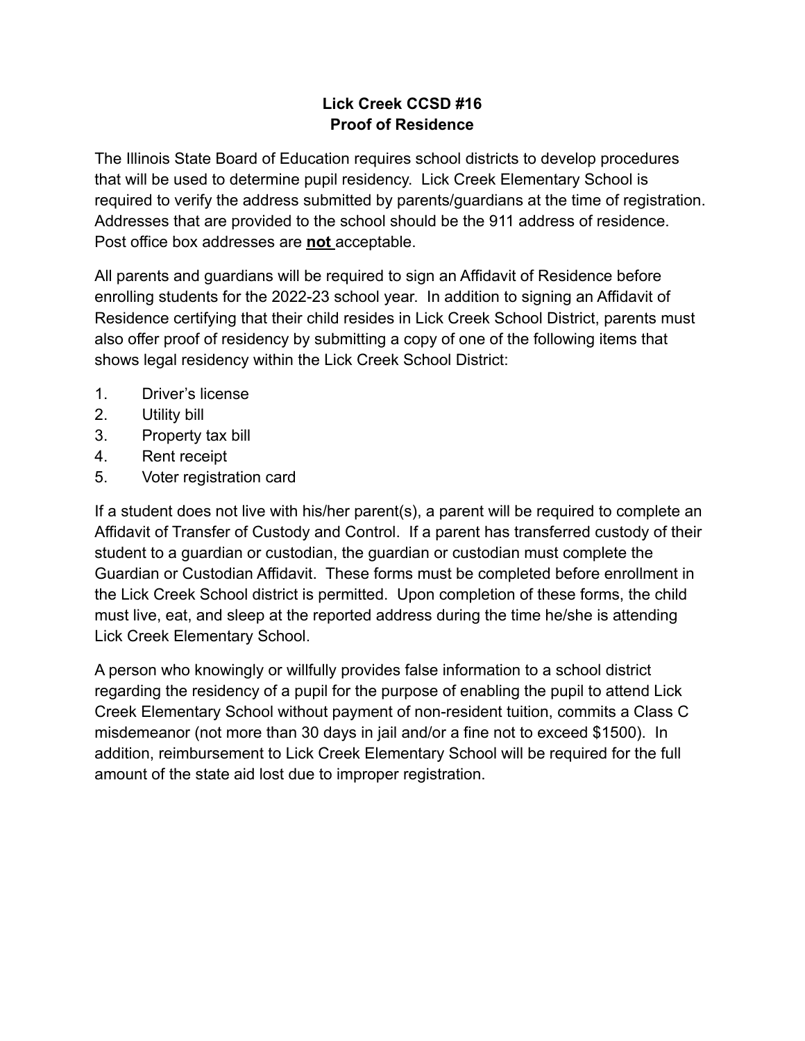**Lick Creek CCSD #16**
**Proof of Residence**

The Illinois State Board of Education requires school districts to develop procedures that will be used to determine pupil residency. Lick Creek Elementary School is required to verify the address submitted by parents/guardians at the time of registration. Addresses that are provided to the school should be the 911 address of residence. Post office box addresses are **not** acceptable.

All parents and guardians will be required to sign an Affidavit of Residence before enrolling students for the 2022-23 school year. In addition to signing an Affidavit of Residence certifying that their child resides in Lick Creek School District, parents must also offer proof of residency by submitting a copy of one of the following items that shows legal residency within the Lick Creek School District:

1. Driver's license
2. Utility bill
3. Property tax bill
4. Rent receipt
5. Voter registration card

If a student does not live with his/her parent(s), a parent will be required to complete an Affidavit of Transfer of Custody and Control. If a parent has transferred custody of their student to a guardian or custodian, the guardian or custodian must complete the Guardian or Custodian Affidavit. These forms must be completed before enrollment in the Lick Creek School district is permitted. Upon completion of these forms, the child must live, eat, and sleep at the reported address during the time he/she is attending Lick Creek Elementary School.

A person who knowingly or willfully provides false information to a school district regarding the residency of a pupil for the purpose of enabling the pupil to attend Lick Creek Elementary School without payment of non-resident tuition, commits a Class C misdemeanor (not more than 30 days in jail and/or a fine not to exceed $1500). In addition, reimbursement to Lick Creek Elementary School will be required for the full amount of the state aid lost due to improper registration.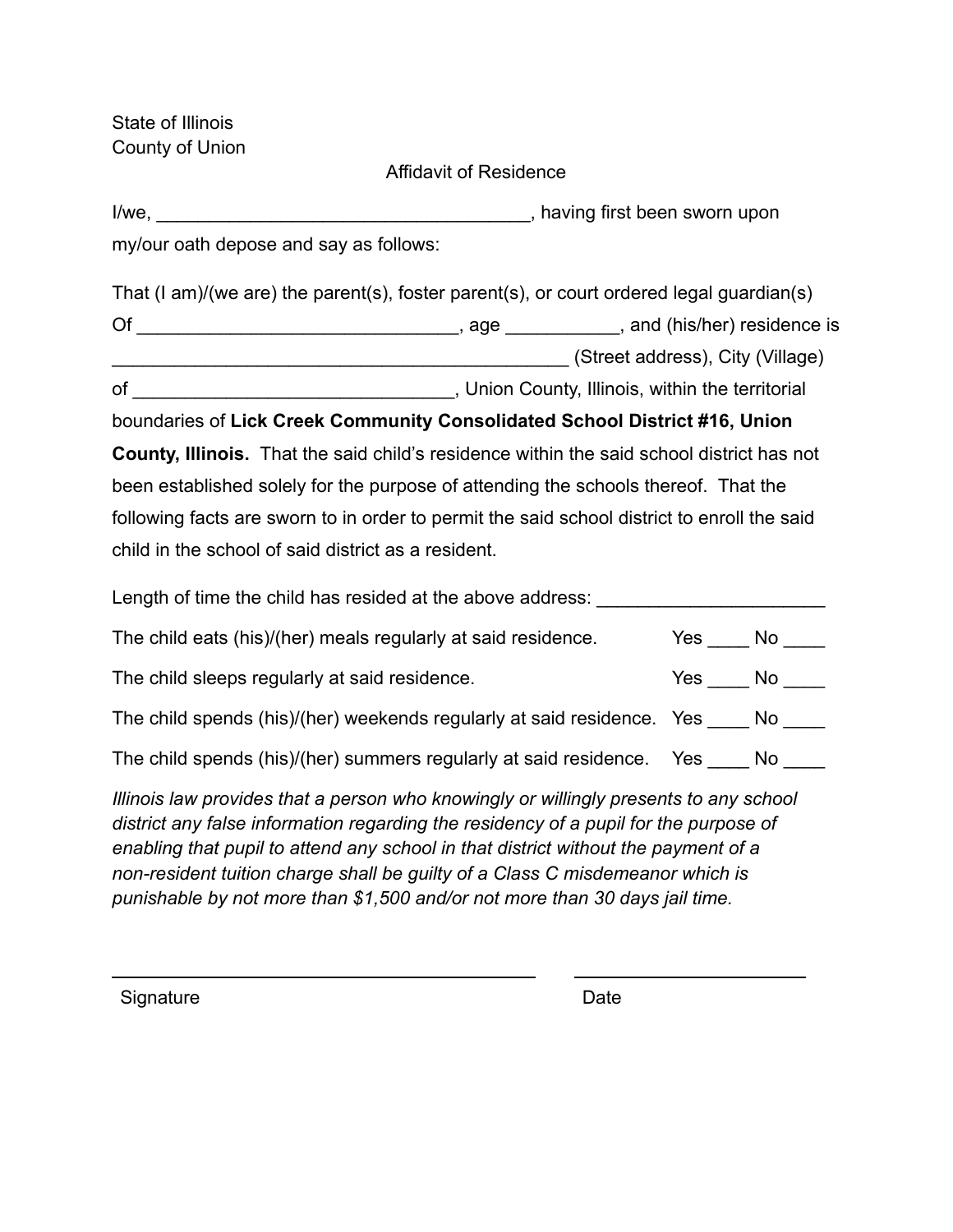State of Illinois
County of Union

Affidavit of Residence

I/we, ____________________________________, having first been sworn upon my/our oath depose and say as follows:

That (I am)/(we are) the parent(s), foster parent(s), or court ordered legal guardian(s) Of _______________________________, age ___________, and (his/her) residence is ____________________________________________ (Street address), City (Village) of _______________________________, Union County, Illinois, within the territorial boundaries of **Lick Creek Community Consolidated School District #16, Union County, Illinois.** That the said child's residence within the said school district has not been established solely for the purpose of attending the schools thereof. That the following facts are sworn to in order to permit the said school district to enroll the said child in the school of said district as a resident.

Length of time the child has resided at the above address: ______________________

The child eats (his)/(her) meals regularly at said residence. Yes ____ No ____

The child sleeps regularly at said residence. Yes ____ No ____

The child spends (his)/(her) weekends regularly at said residence. Yes ____ No ____

The child spends (his)/(her) summers regularly at said residence. Yes ____ No ____

*Illinois law provides that a person who knowingly or willingly presents to any school district any false information regarding the residency of a pupil for the purpose of enabling that pupil to attend any school in that district without the payment of a non-resident tuition charge shall be guilty of a Class C misdemeanor which is punishable by not more than $1,500 and/or not more than 30 days jail time.*

______________________________________ ______________________

Signature Date